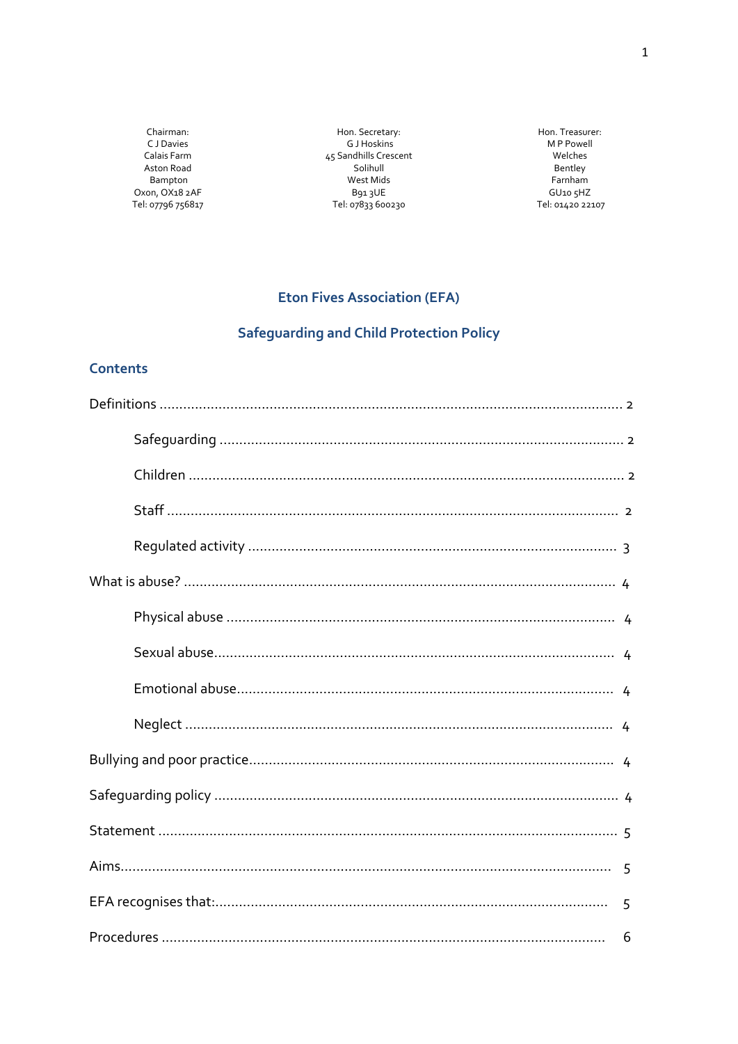| Chairman: | Hon. Secretary: | Hon. Treasurer: |
|---|---|---|
| C J Davies | G J Hoskins | M P Powell |
| Calais Farm | 45 Sandhills Crescent | Welches |
| Aston Road | Solihull | Bentley |
| Bampton | West Mids | Farnham |
| Oxon, OX18 2AF | B91 3UE | GU10 5HZ |
| Tel: 07796 756817 | Tel: 07833 600230 | Tel: 01420 22107 |

# Eton Fives Association (EFA)

# Safeguarding and Child Protection Policy

## Contents

Definitions .......... 2

- Safeguarding .......... 2
- Children .......... 2
- Staff .......... 2
- Regulated activity .......... 3

What is abuse? .......... 4

- Physical abuse .......... 4
- Sexual abuse .......... 4
- Emotional abuse .......... 4
- Neglect .......... 4

Bullying and poor practice .......... 4

Safeguarding policy .......... 4

Statement .......... 5

Aims .......... 5

EFA recognises that: .......... 5

Procedures .......... 6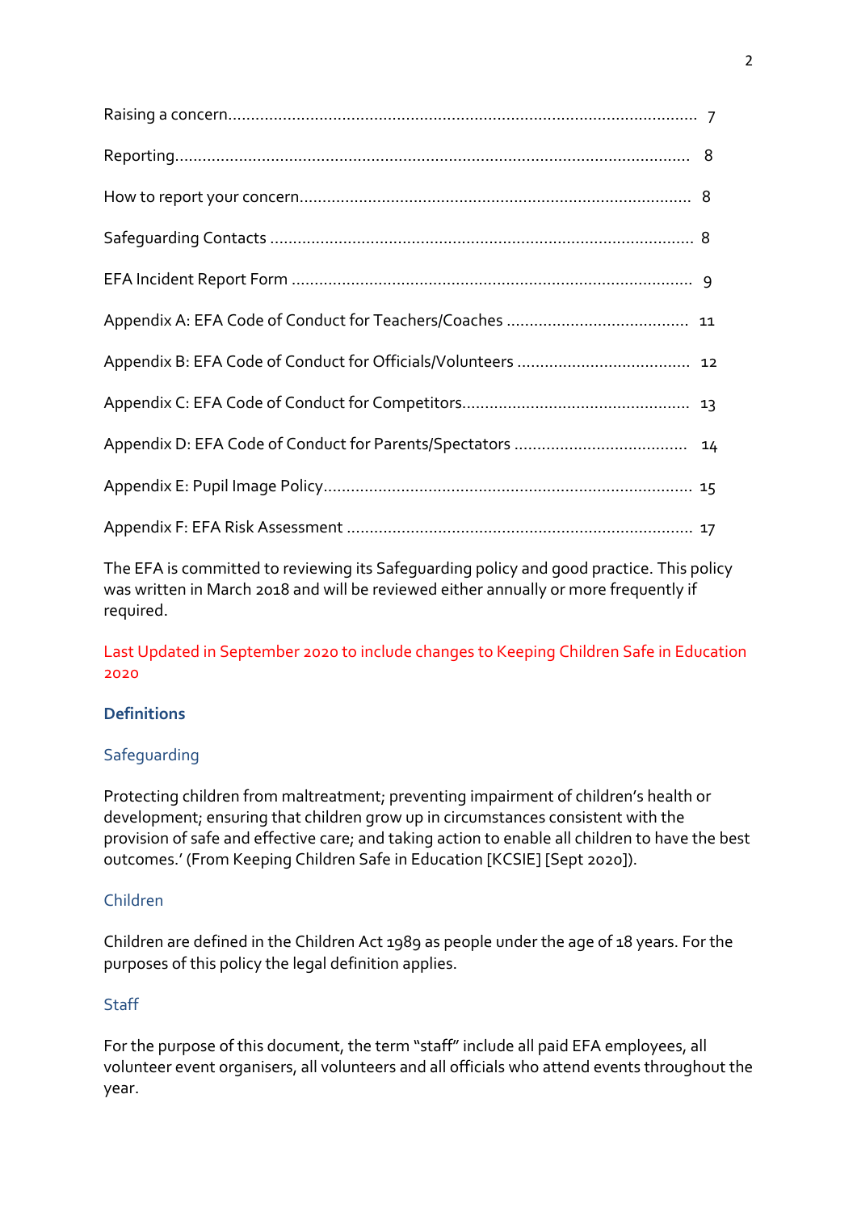Raising a concern........................................................................................................ 7

Reporting................................................................................................................... 8

How to report your concern....................................................................................... 8

Safeguarding Contacts .............................................................................................. 8

EFA Incident Report Form .......................................................................................... 9

Appendix A: EFA Code of Conduct for Teachers/Coaches ........................................ 11

Appendix B: EFA Code of Conduct for Officials/Volunteers ...................................... 12

Appendix C: EFA Code of Conduct for Competitors.................................................. 13

Appendix D: EFA Code of Conduct for Parents/Spectators ...................................... 14

Appendix E: Pupil Image Policy.................................................................................. 15

Appendix F: EFA Risk Assessment ............................................................................. 17

The EFA is committed to reviewing its Safeguarding policy and good practice. This policy was written in March 2018 and will be reviewed either annually or more frequently if required.

Last Updated in September 2020 to include changes to Keeping Children Safe in Education 2020

## Definitions

### Safeguarding

Protecting children from maltreatment; preventing impairment of children's health or development; ensuring that children grow up in circumstances consistent with the provision of safe and effective care; and taking action to enable all children to have the best outcomes.' (From Keeping Children Safe in Education [KCSIE] [Sept 2020]).

### Children

Children are defined in the Children Act 1989 as people under the age of 18 years. For the purposes of this policy the legal definition applies.

### Staff

For the purpose of this document, the term "staff" include all paid EFA employees, all volunteer event organisers, all volunteers and all officials who attend events throughout the year.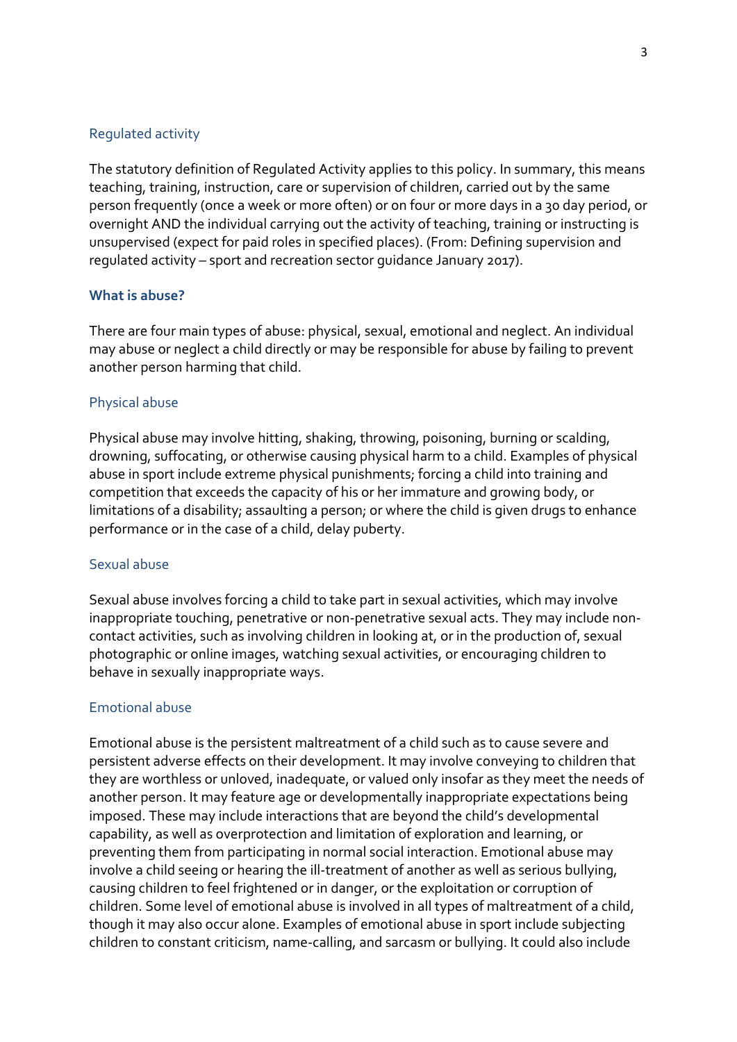### Regulated activity

The statutory definition of Regulated Activity applies to this policy. In summary, this means teaching, training, instruction, care or supervision of children, carried out by the same person frequently (once a week or more often) or on four or more days in a 30 day period, or overnight AND the individual carrying out the activity of teaching, training or instructing is unsupervised (expect for paid roles in specified places). (From: Defining supervision and regulated activity – sport and recreation sector guidance January 2017).

## What is abuse?

There are four main types of abuse: physical, sexual, emotional and neglect. An individual may abuse or neglect a child directly or may be responsible for abuse by failing to prevent another person harming that child.

### Physical abuse

Physical abuse may involve hitting, shaking, throwing, poisoning, burning or scalding, drowning, suffocating, or otherwise causing physical harm to a child. Examples of physical abuse in sport include extreme physical punishments; forcing a child into training and competition that exceeds the capacity of his or her immature and growing body, or limitations of a disability; assaulting a person; or where the child is given drugs to enhance performance or in the case of a child, delay puberty.

### Sexual abuse

Sexual abuse involves forcing a child to take part in sexual activities, which may involve inappropriate touching, penetrative or non-penetrative sexual acts. They may include non-contact activities, such as involving children in looking at, or in the production of, sexual photographic or online images, watching sexual activities, or encouraging children to behave in sexually inappropriate ways.

### Emotional abuse

Emotional abuse is the persistent maltreatment of a child such as to cause severe and persistent adverse effects on their development. It may involve conveying to children that they are worthless or unloved, inadequate, or valued only insofar as they meet the needs of another person. It may feature age or developmentally inappropriate expectations being imposed. These may include interactions that are beyond the child's developmental capability, as well as overprotection and limitation of exploration and learning, or preventing them from participating in normal social interaction. Emotional abuse may involve a child seeing or hearing the ill-treatment of another as well as serious bullying, causing children to feel frightened or in danger, or the exploitation or corruption of children. Some level of emotional abuse is involved in all types of maltreatment of a child, though it may also occur alone. Examples of emotional abuse in sport include subjecting children to constant criticism, name-calling, and sarcasm or bullying. It could also include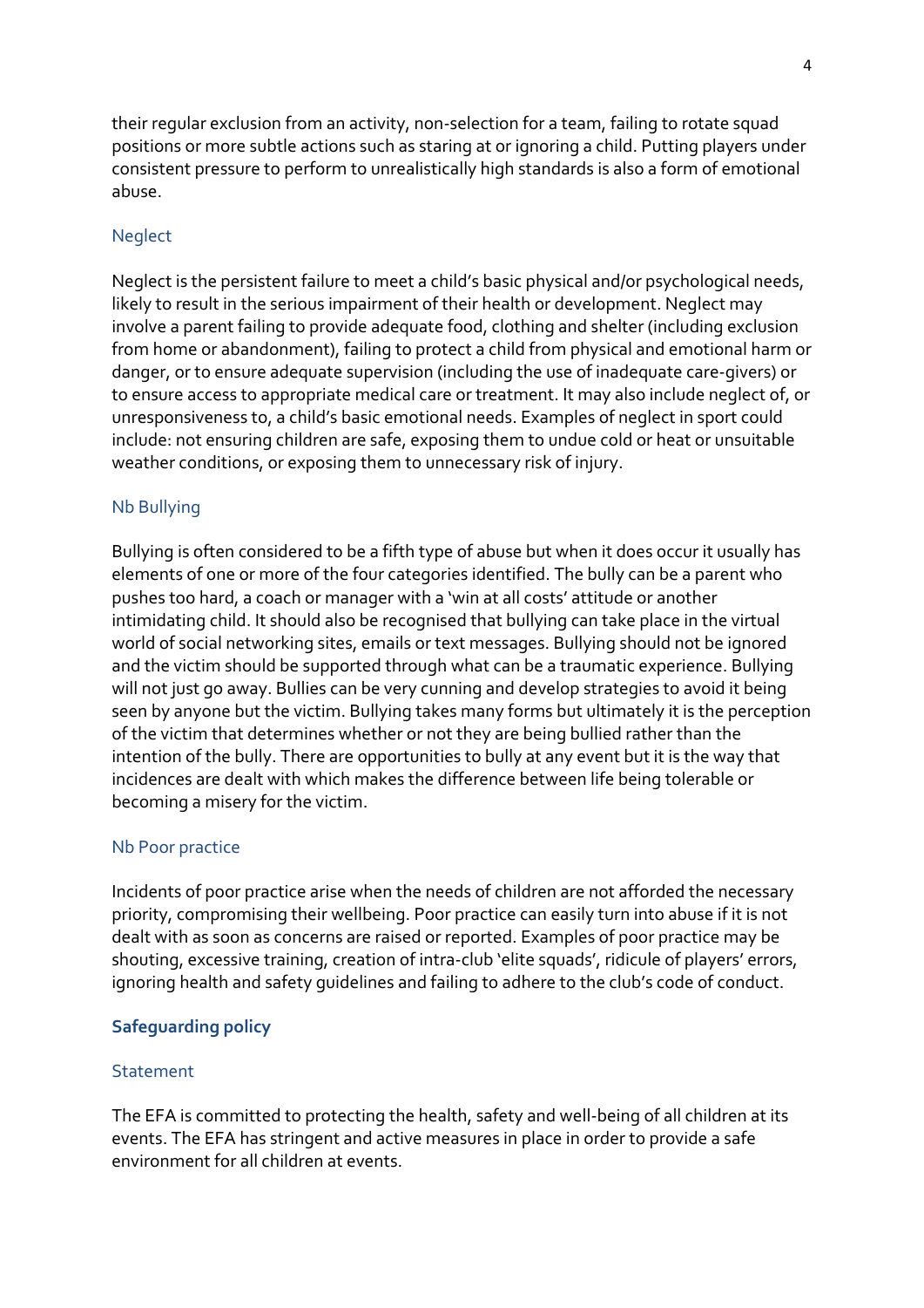their regular exclusion from an activity, non-selection for a team, failing to rotate squad positions or more subtle actions such as staring at or ignoring a child. Putting players under consistent pressure to perform to unrealistically high standards is also a form of emotional abuse.

### Neglect

Neglect is the persistent failure to meet a child's basic physical and/or psychological needs, likely to result in the serious impairment of their health or development. Neglect may involve a parent failing to provide adequate food, clothing and shelter (including exclusion from home or abandonment), failing to protect a child from physical and emotional harm or danger, or to ensure adequate supervision (including the use of inadequate care-givers) or to ensure access to appropriate medical care or treatment. It may also include neglect of, or unresponsiveness to, a child's basic emotional needs. Examples of neglect in sport could include: not ensuring children are safe, exposing them to undue cold or heat or unsuitable weather conditions, or exposing them to unnecessary risk of injury.

### Nb Bullying

Bullying is often considered to be a fifth type of abuse but when it does occur it usually has elements of one or more of the four categories identified. The bully can be a parent who pushes too hard, a coach or manager with a 'win at all costs' attitude or another intimidating child. It should also be recognised that bullying can take place in the virtual world of social networking sites, emails or text messages. Bullying should not be ignored and the victim should be supported through what can be a traumatic experience. Bullying will not just go away. Bullies can be very cunning and develop strategies to avoid it being seen by anyone but the victim. Bullying takes many forms but ultimately it is the perception of the victim that determines whether or not they are being bullied rather than the intention of the bully. There are opportunities to bully at any event but it is the way that incidences are dealt with which makes the difference between life being tolerable or becoming a misery for the victim.

### Nb Poor practice

Incidents of poor practice arise when the needs of children are not afforded the necessary priority, compromising their wellbeing. Poor practice can easily turn into abuse if it is not dealt with as soon as concerns are raised or reported. Examples of poor practice may be shouting, excessive training, creation of intra-club 'elite squads', ridicule of players' errors, ignoring health and safety guidelines and failing to adhere to the club's code of conduct.

## Safeguarding policy

### Statement

The EFA is committed to protecting the health, safety and well-being of all children at its events. The EFA has stringent and active measures in place in order to provide a safe environment for all children at events.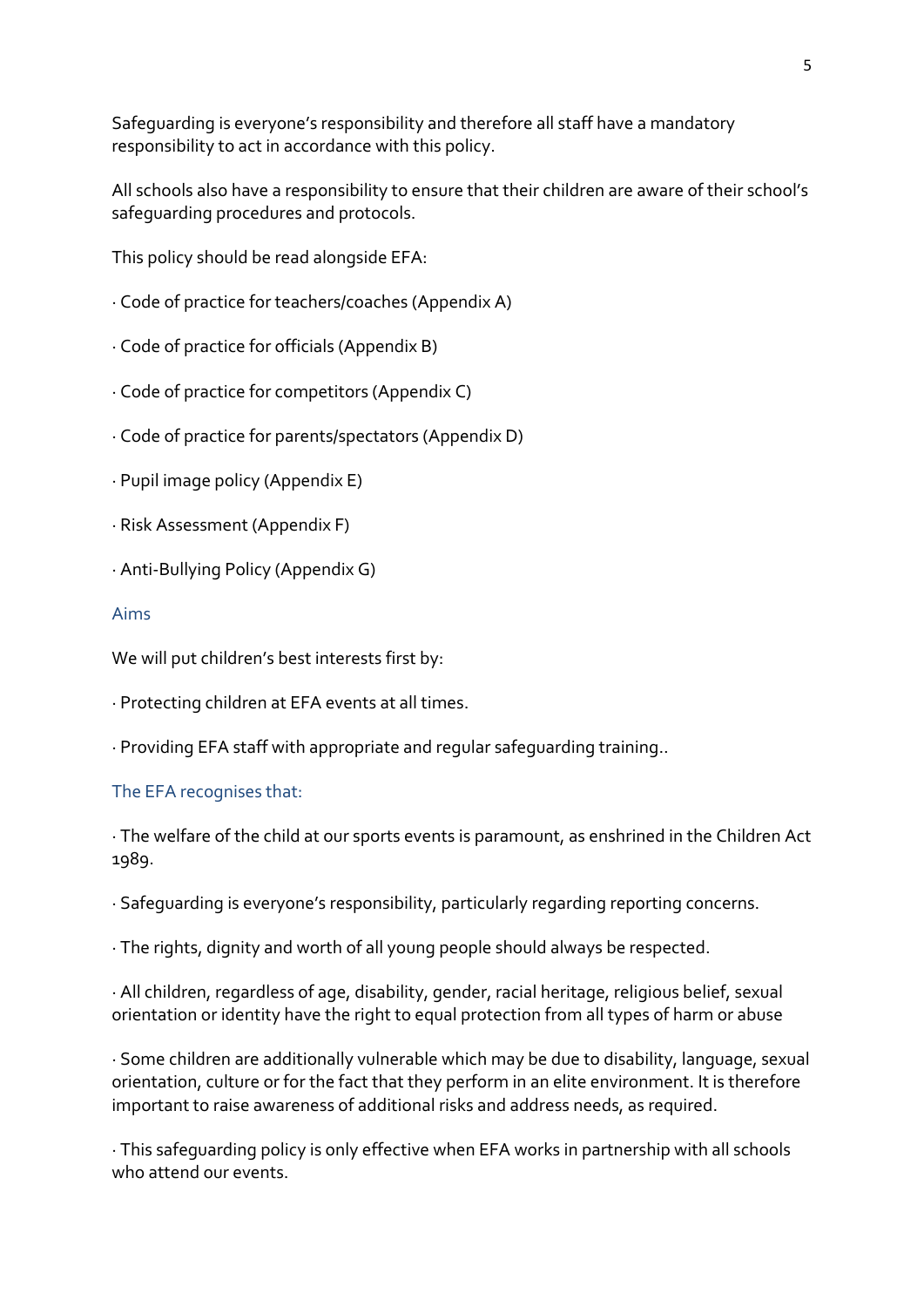Safeguarding is everyone's responsibility and therefore all staff have a mandatory responsibility to act in accordance with this policy.

All schools also have a responsibility to ensure that their children are aware of their school's safeguarding procedures and protocols.

This policy should be read alongside EFA:

· Code of practice for teachers/coaches (Appendix A)

· Code of practice for officials (Appendix B)

· Code of practice for competitors (Appendix C)

· Code of practice for parents/spectators (Appendix D)

· Pupil image policy (Appendix E)

· Risk Assessment (Appendix F)

· Anti-Bullying Policy (Appendix G)

## Aims

We will put children's best interests first by:

· Protecting children at EFA events at all times.

· Providing EFA staff with appropriate and regular safeguarding training..

## The EFA recognises that:

· The welfare of the child at our sports events is paramount, as enshrined in the Children Act 1989.

· Safeguarding is everyone's responsibility, particularly regarding reporting concerns.

· The rights, dignity and worth of all young people should always be respected.

· All children, regardless of age, disability, gender, racial heritage, religious belief, sexual orientation or identity have the right to equal protection from all types of harm or abuse

· Some children are additionally vulnerable which may be due to disability, language, sexual orientation, culture or for the fact that they perform in an elite environment. It is therefore important to raise awareness of additional risks and address needs, as required.

· This safeguarding policy is only effective when EFA works in partnership with all schools who attend our events.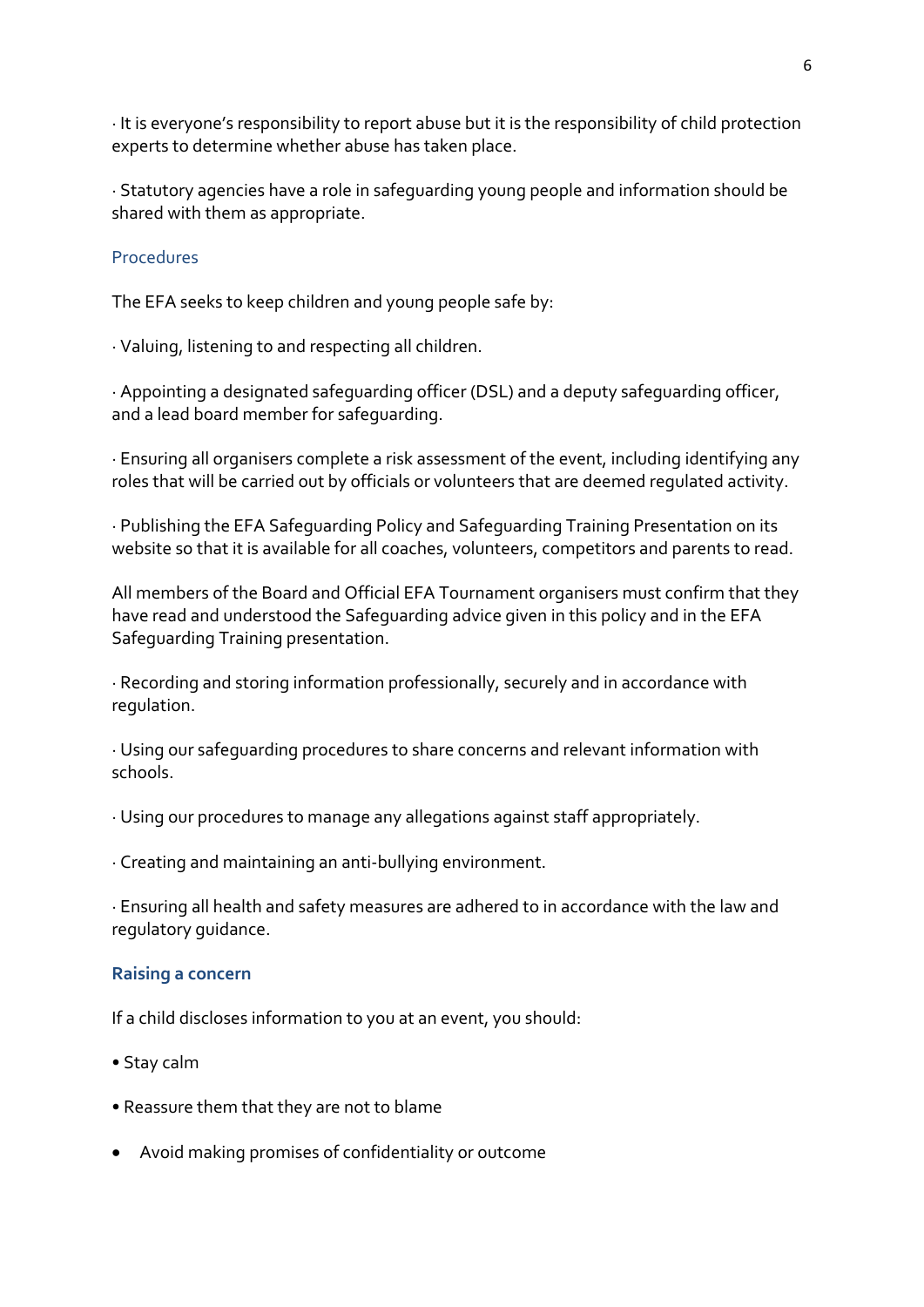· It is everyone's responsibility to report abuse but it is the responsibility of child protection experts to determine whether abuse has taken place.

· Statutory agencies have a role in safeguarding young people and information should be shared with them as appropriate.

## Procedures

The EFA seeks to keep children and young people safe by:

· Valuing, listening to and respecting all children.

· Appointing a designated safeguarding officer (DSL) and a deputy safeguarding officer, and a lead board member for safeguarding.

· Ensuring all organisers complete a risk assessment of the event, including identifying any roles that will be carried out by officials or volunteers that are deemed regulated activity.

· Publishing the EFA Safeguarding Policy and Safeguarding Training Presentation on its website so that it is available for all coaches, volunteers, competitors and parents to read.

All members of the Board and Official EFA Tournament organisers must confirm that they have read and understood the Safeguarding advice given in this policy and in the EFA Safeguarding Training presentation.

· Recording and storing information professionally, securely and in accordance with regulation.

· Using our safeguarding procedures to share concerns and relevant information with schools.

· Using our procedures to manage any allegations against staff appropriately.

· Creating and maintaining an anti-bullying environment.

· Ensuring all health and safety measures are adhered to in accordance with the law and regulatory guidance.

## Raising a concern

If a child discloses information to you at an event, you should:

- Stay calm
- Reassure them that they are not to blame
- Avoid making promises of confidentiality or outcome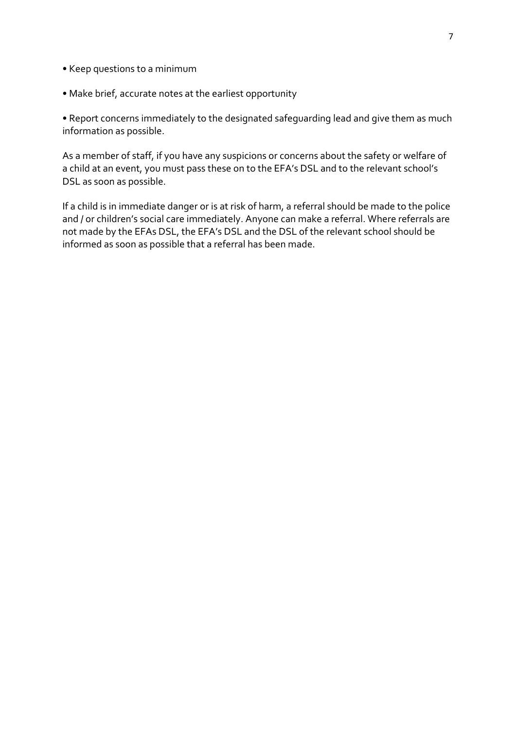- Keep questions to a minimum

- Make brief, accurate notes at the earliest opportunity

- Report concerns immediately to the designated safeguarding lead and give them as much information as possible.

As a member of staff, if you have any suspicions or concerns about the safety or welfare of a child at an event, you must pass these on to the EFA's DSL and to the relevant school's DSL as soon as possible.

If a child is in immediate danger or is at risk of harm, a referral should be made to the police and / or children's social care immediately. Anyone can make a referral. Where referrals are not made by the EFAs DSL, the EFA's DSL and the DSL of the relevant school should be informed as soon as possible that a referral has been made.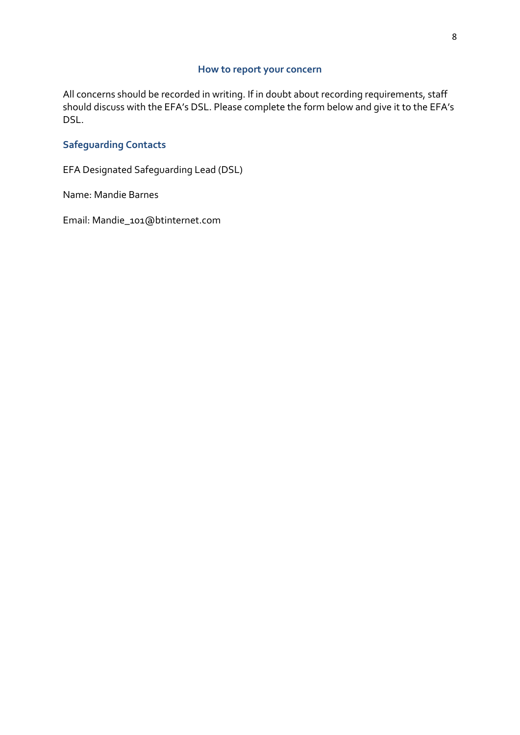## How to report your concern

All concerns should be recorded in writing. If in doubt about recording requirements, staff should discuss with the EFA's DSL. Please complete the form below and give it to the EFA's DSL.

### Safeguarding Contacts

EFA Designated Safeguarding Lead (DSL)

Name: Mandie Barnes

Email: Mandie_101@btinternet.com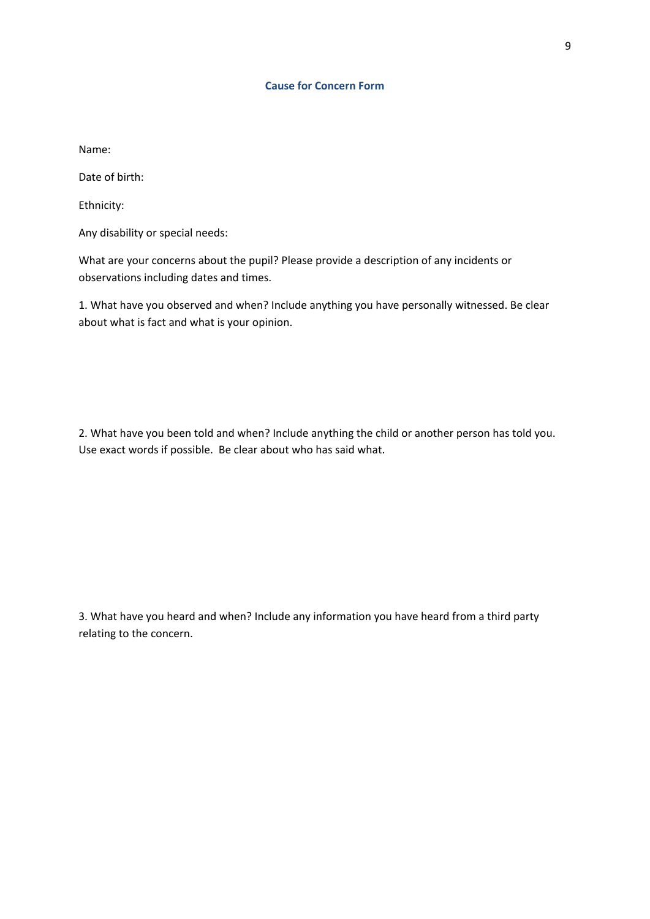## Cause for Concern Form

Name:

Date of birth:

Ethnicity:

Any disability or special needs:

What are your concerns about the pupil? Please provide a description of any incidents or observations including dates and times.

1. What have you observed and when? Include anything you have personally witnessed. Be clear about what is fact and what is your opinion.

2. What have you been told and when? Include anything the child or another person has told you. Use exact words if possible. Be clear about who has said what.

3. What have you heard and when? Include any information you have heard from a third party relating to the concern.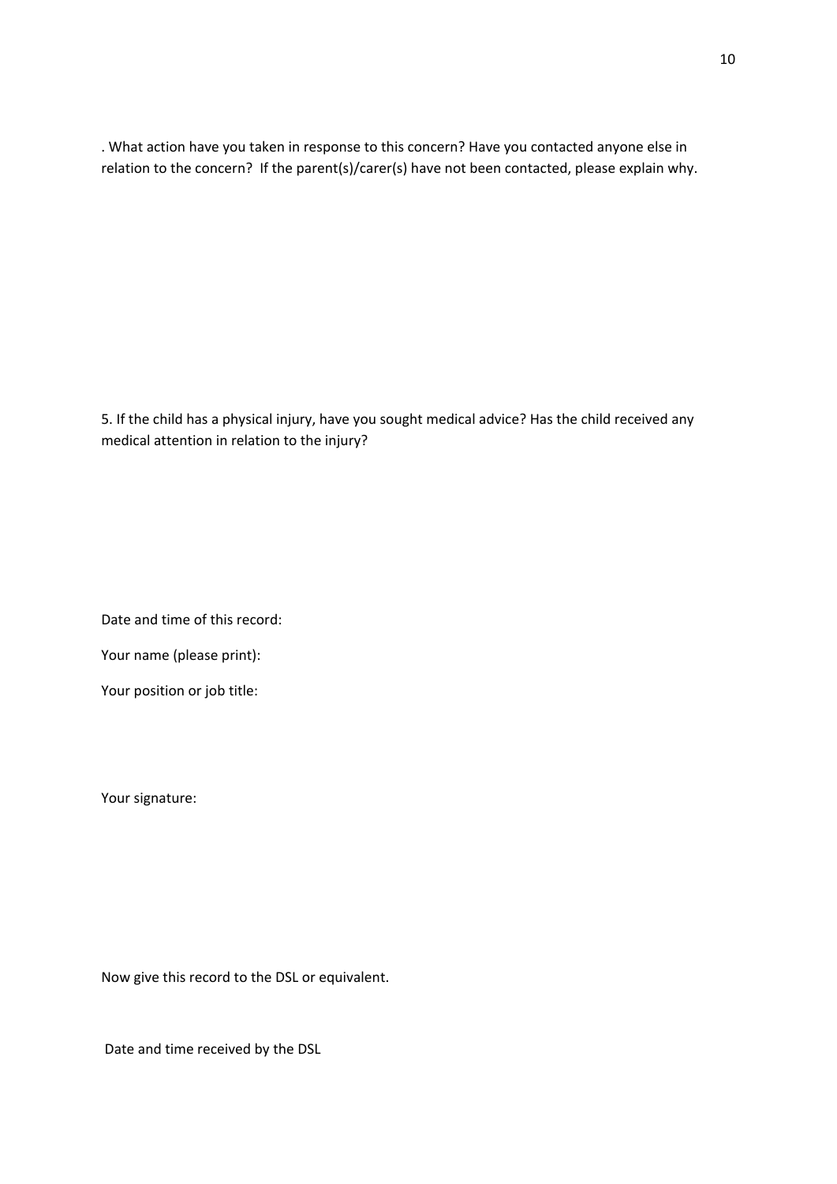. What action have you taken in response to this concern? Have you contacted anyone else in relation to the concern? If the parent(s)/carer(s) have not been contacted, please explain why.

5. If the child has a physical injury, have you sought medical advice? Has the child received any medical attention in relation to the injury?

Date and time of this record:

Your name (please print):

Your position or job title:

Your signature:

Now give this record to the DSL or equivalent.

Date and time received by the DSL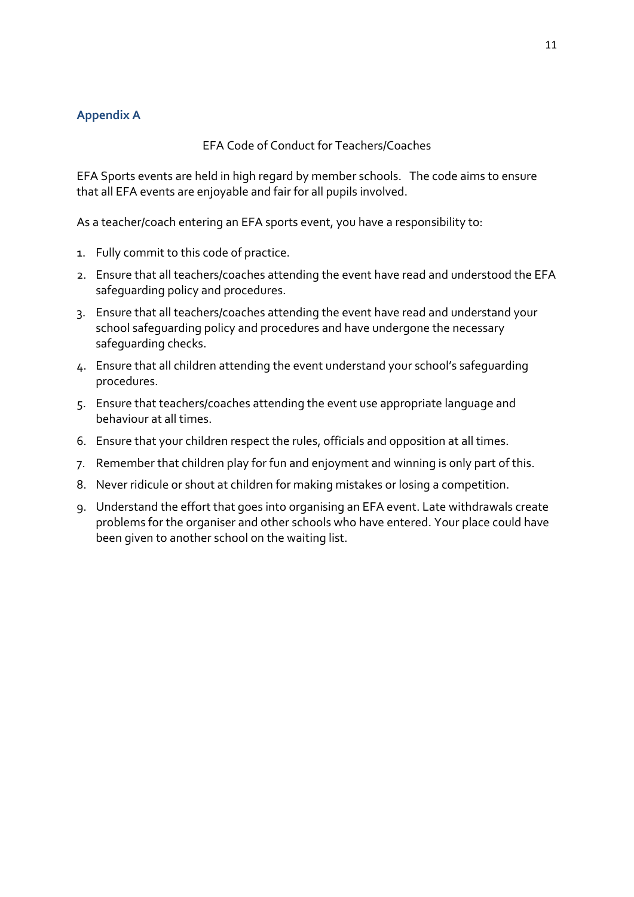## Appendix A

EFA Code of Conduct for Teachers/Coaches

EFA Sports events are held in high regard by member schools. The code aims to ensure that all EFA events are enjoyable and fair for all pupils involved.

As a teacher/coach entering an EFA sports event, you have a responsibility to:

1. Fully commit to this code of practice.
2. Ensure that all teachers/coaches attending the event have read and understood the EFA safeguarding policy and procedures.
3. Ensure that all teachers/coaches attending the event have read and understand your school safeguarding policy and procedures and have undergone the necessary safeguarding checks.
4. Ensure that all children attending the event understand your school's safeguarding procedures.
5. Ensure that teachers/coaches attending the event use appropriate language and behaviour at all times.
6. Ensure that your children respect the rules, officials and opposition at all times.
7. Remember that children play for fun and enjoyment and winning is only part of this.
8. Never ridicule or shout at children for making mistakes or losing a competition.
9. Understand the effort that goes into organising an EFA event. Late withdrawals create problems for the organiser and other schools who have entered. Your place could have been given to another school on the waiting list.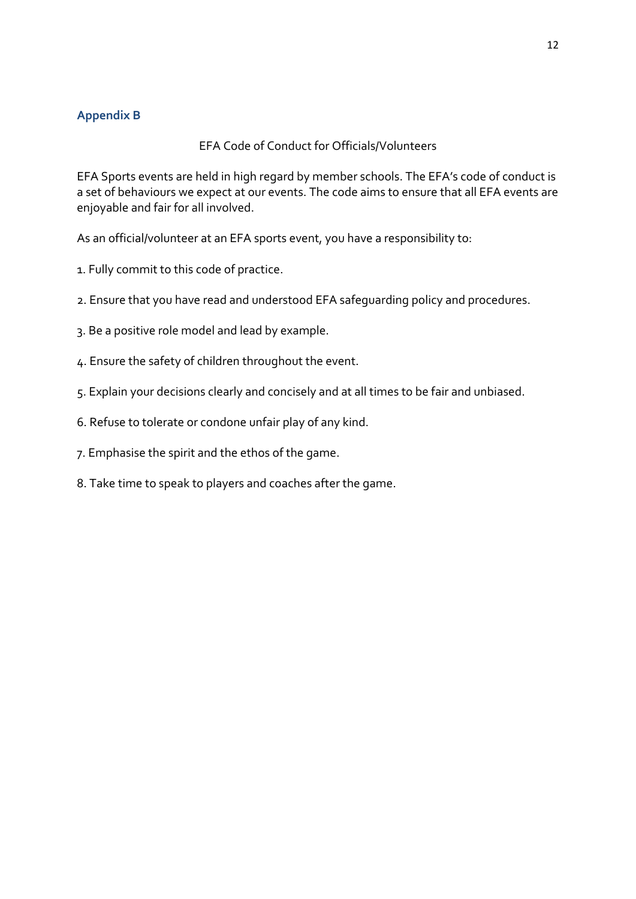## Appendix B

EFA Code of Conduct for Officials/Volunteers

EFA Sports events are held in high regard by member schools. The EFA's code of conduct is a set of behaviours we expect at our events. The code aims to ensure that all EFA events are enjoyable and fair for all involved.

As an official/volunteer at an EFA sports event, you have a responsibility to:

1. Fully commit to this code of practice.

2. Ensure that you have read and understood EFA safeguarding policy and procedures.

3. Be a positive role model and lead by example.

4. Ensure the safety of children throughout the event.

5. Explain your decisions clearly and concisely and at all times to be fair and unbiased.

6. Refuse to tolerate or condone unfair play of any kind.

7. Emphasise the spirit and the ethos of the game.

8. Take time to speak to players and coaches after the game.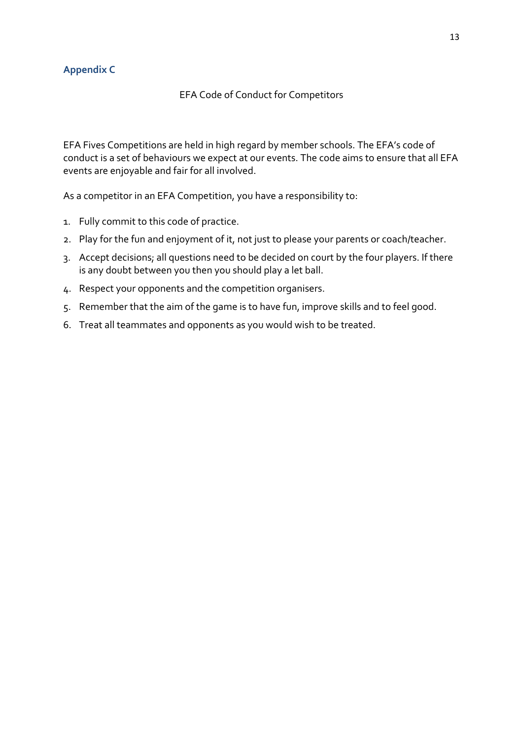## Appendix C

EFA Code of Conduct for Competitors

EFA Fives Competitions are held in high regard by member schools. The EFA's code of conduct is a set of behaviours we expect at our events. The code aims to ensure that all EFA events are enjoyable and fair for all involved.

As a competitor in an EFA Competition, you have a responsibility to:

1. Fully commit to this code of practice.
2. Play for the fun and enjoyment of it, not just to please your parents or coach/teacher.
3. Accept decisions; all questions need to be decided on court by the four players. If there is any doubt between you then you should play a let ball.
4. Respect your opponents and the competition organisers.
5. Remember that the aim of the game is to have fun, improve skills and to feel good.
6. Treat all teammates and opponents as you would wish to be treated.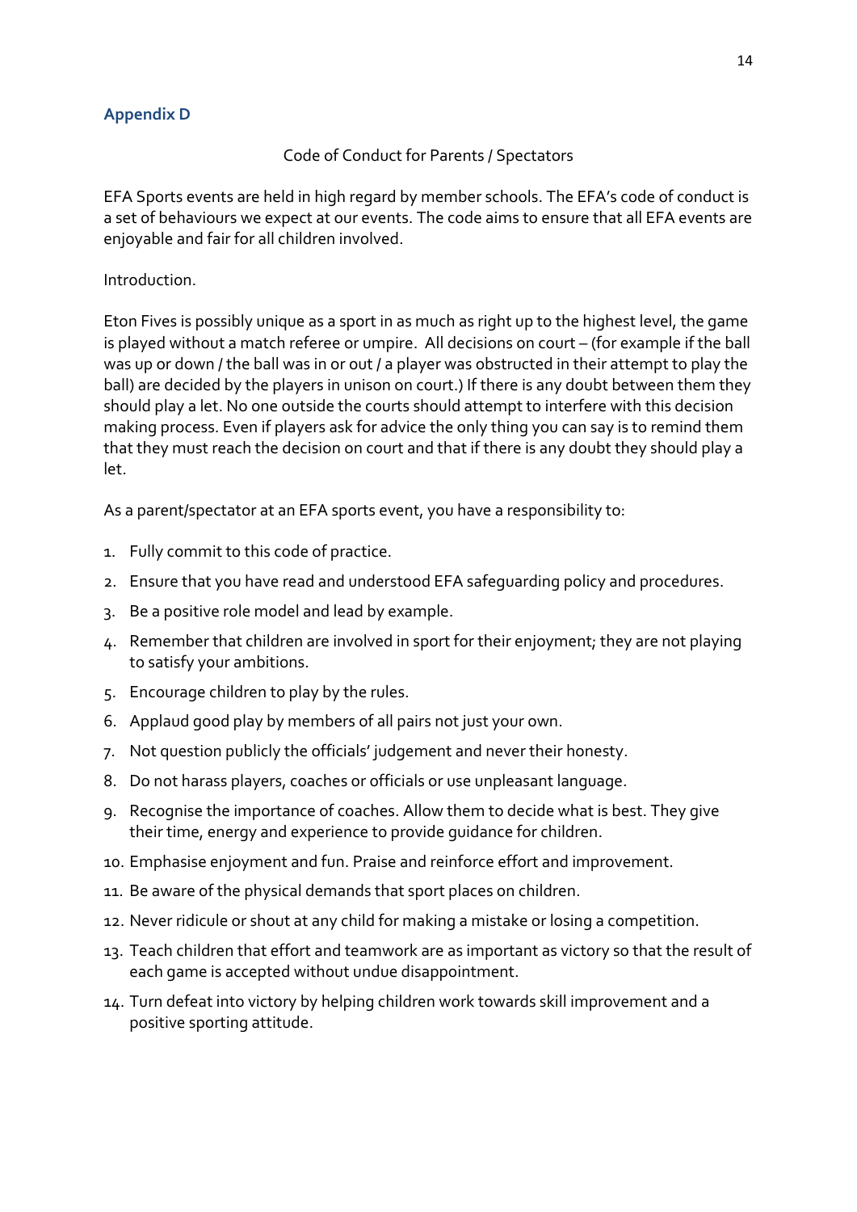## Appendix D

Code of Conduct for Parents / Spectators

EFA Sports events are held in high regard by member schools. The EFA's code of conduct is a set of behaviours we expect at our events. The code aims to ensure that all EFA events are enjoyable and fair for all children involved.

Introduction.

Eton Fives is possibly unique as a sport in as much as right up to the highest level, the game is played without a match referee or umpire.  All decisions on court – (for example if the ball was up or down / the ball was in or out / a player was obstructed in their attempt to play the ball) are decided by the players in unison on court.) If there is any doubt between them they should play a let. No one outside the courts should attempt to interfere with this decision making process. Even if players ask for advice the only thing you can say is to remind them that they must reach the decision on court and that if there is any doubt they should play a let.

As a parent/spectator at an EFA sports event, you have a responsibility to:

1. Fully commit to this code of practice.
2. Ensure that you have read and understood EFA safeguarding policy and procedures.
3. Be a positive role model and lead by example.
4. Remember that children are involved in sport for their enjoyment; they are not playing to satisfy your ambitions.
5. Encourage children to play by the rules.
6. Applaud good play by members of all pairs not just your own.
7. Not question publicly the officials' judgement and never their honesty.
8. Do not harass players, coaches or officials or use unpleasant language.
9. Recognise the importance of coaches. Allow them to decide what is best. They give their time, energy and experience to provide guidance for children.
10. Emphasise enjoyment and fun. Praise and reinforce effort and improvement.
11. Be aware of the physical demands that sport places on children.
12. Never ridicule or shout at any child for making a mistake or losing a competition.
13. Teach children that effort and teamwork are as important as victory so that the result of each game is accepted without undue disappointment.
14. Turn defeat into victory by helping children work towards skill improvement and a positive sporting attitude.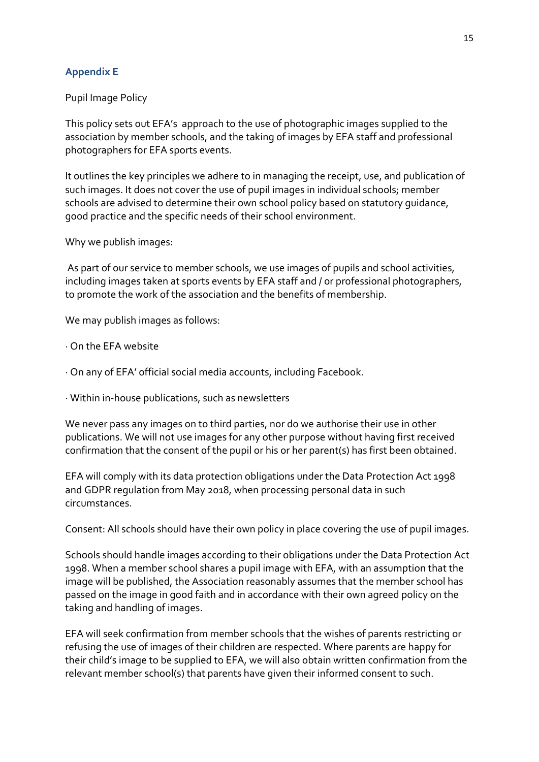## Appendix E

Pupil Image Policy

This policy sets out EFA's approach to the use of photographic images supplied to the association by member schools, and the taking of images by EFA staff and professional photographers for EFA sports events.

It outlines the key principles we adhere to in managing the receipt, use, and publication of such images. It does not cover the use of pupil images in individual schools; member schools are advised to determine their own school policy based on statutory guidance, good practice and the specific needs of their school environment.

Why we publish images:

As part of our service to member schools, we use images of pupils and school activities, including images taken at sports events by EFA staff and / or professional photographers, to promote the work of the association and the benefits of membership.

We may publish images as follows:

· On the EFA website

· On any of EFA' official social media accounts, including Facebook.

· Within in-house publications, such as newsletters

We never pass any images on to third parties, nor do we authorise their use in other publications. We will not use images for any other purpose without having first received confirmation that the consent of the pupil or his or her parent(s) has first been obtained.

EFA will comply with its data protection obligations under the Data Protection Act 1998 and GDPR regulation from May 2018, when processing personal data in such circumstances.

Consent: All schools should have their own policy in place covering the use of pupil images.

Schools should handle images according to their obligations under the Data Protection Act 1998. When a member school shares a pupil image with EFA, with an assumption that the image will be published, the Association reasonably assumes that the member school has passed on the image in good faith and in accordance with their own agreed policy on the taking and handling of images.

EFA will seek confirmation from member schools that the wishes of parents restricting or refusing the use of images of their children are respected. Where parents are happy for their child's image to be supplied to EFA, we will also obtain written confirmation from the relevant member school(s) that parents have given their informed consent to such.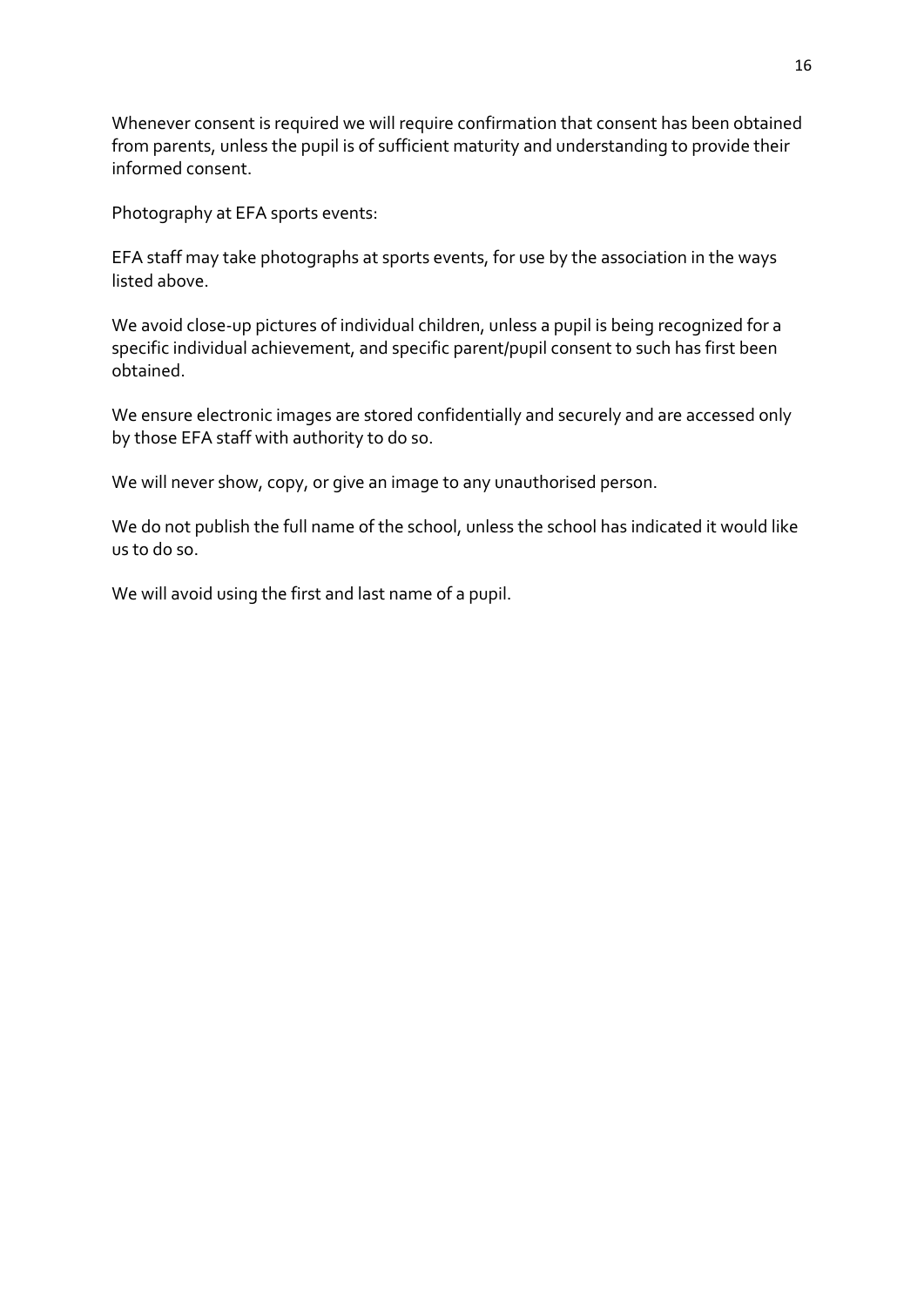Whenever consent is required we will require confirmation that consent has been obtained from parents, unless the pupil is of sufficient maturity and understanding to provide their informed consent.

Photography at EFA sports events:

EFA staff may take photographs at sports events, for use by the association in the ways listed above.

We avoid close-up pictures of individual children, unless a pupil is being recognized for a specific individual achievement, and specific parent/pupil consent to such has first been obtained.

We ensure electronic images are stored confidentially and securely and are accessed only by those EFA staff with authority to do so.

We will never show, copy, or give an image to any unauthorised person.

We do not publish the full name of the school, unless the school has indicated it would like us to do so.

We will avoid using the first and last name of a pupil.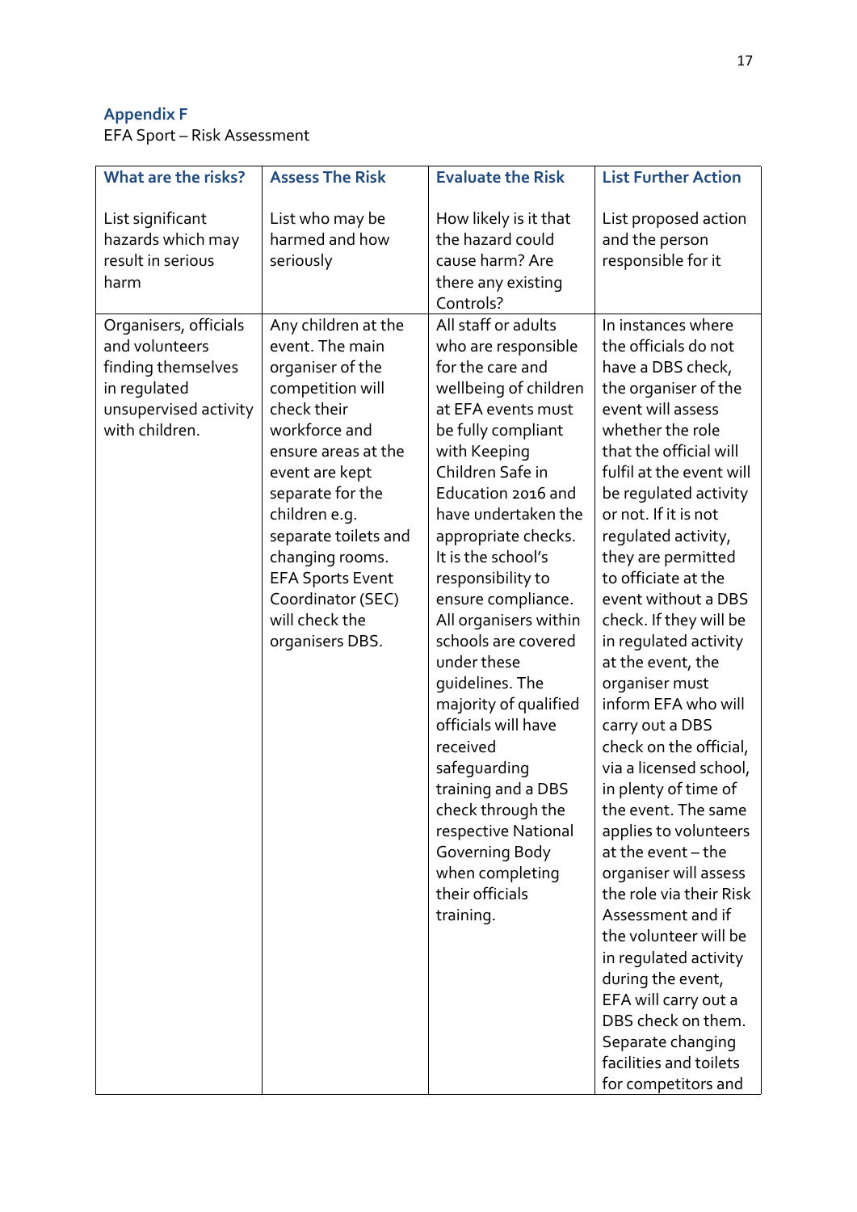## Appendix F

EFA Sport – Risk Assessment

| What are the risks?<br><br>List significant hazards which may result in serious harm | Assess The Risk<br><br>List who may be harmed and how seriously | Evaluate the Risk<br><br>How likely is it that the hazard could cause harm? Are there any existing Controls? | List Further Action<br><br>List proposed action and the person responsible for it |
|---|---|---|---|
| Organisers, officials and volunteers finding themselves in regulated unsupervised activity with children. | Any children at the event. The main organiser of the competition will check their workforce and ensure areas at the event are kept separate for the children e.g. separate toilets and changing rooms. EFA Sports Event Coordinator (SEC) will check the organisers DBS. | All staff or adults who are responsible for the care and wellbeing of children at EFA events must be fully compliant with Keeping Children Safe in Education 2016 and have undertaken the appropriate checks. It is the school's responsibility to ensure compliance. All organisers within schools are covered under these guidelines. The majority of qualified officials will have received safeguarding training and a DBS check through the respective National Governing Body when completing their officials training. | In instances where the officials do not have a DBS check, the organiser of the event will assess whether the role that the official will fulfil at the event will be regulated activity or not. If it is not regulated activity, they are permitted to officiate at the event without a DBS check. If they will be in regulated activity at the event, the organiser must inform EFA who will carry out a DBS check on the official, via a licensed school, in plenty of time of the event. The same applies to volunteers at the event – the organiser will assess the role via their Risk Assessment and if the volunteer will be in regulated activity during the event, EFA will carry out a DBS check on them. Separate changing facilities and toilets for competitors and |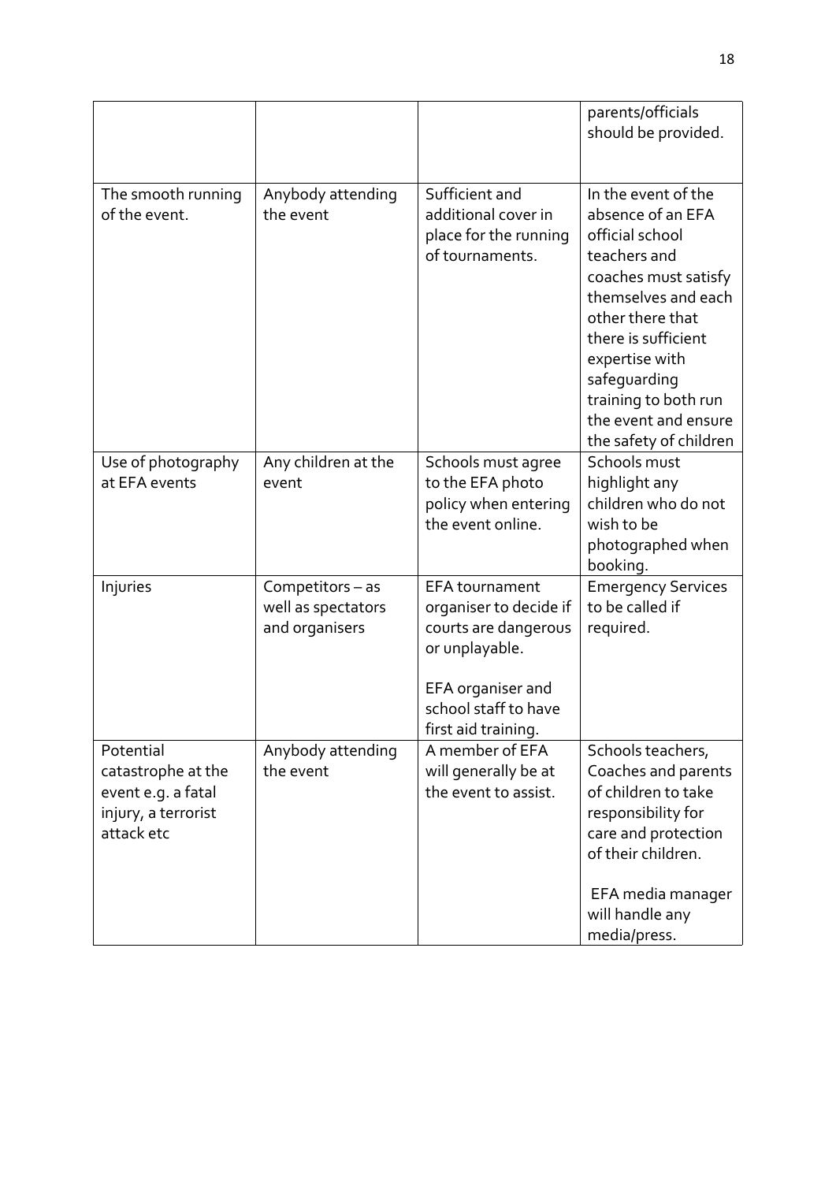| | | | |
|---|---|---|---|
| | | | parents/officials should be provided. |
| The smooth running of the event. | Anybody attending the event | Sufficient and additional cover in place for the running of tournaments. | In the event of the absence of an EFA official school teachers and coaches must satisfy themselves and each other there that there is sufficient expertise with safeguarding training to both run the event and ensure the safety of children |
| Use of photography at EFA events | Any children at the event | Schools must agree to the EFA photo policy when entering the event online. | Schools must highlight any children who do not wish to be photographed when booking. |
| Injuries | Competitors – as well as spectators and organisers | EFA tournament organiser to decide if courts are dangerous or unplayable.<br><br>EFA organiser and school staff to have first aid training. | Emergency Services to be called if required. |
| Potential catastrophe at the event e.g. a fatal injury, a terrorist attack etc | Anybody attending the event | A member of EFA will generally be at the event to assist. | Schools teachers, Coaches and parents of children to take responsibility for care and protection of their children.<br><br>EFA media manager will handle any media/press. |